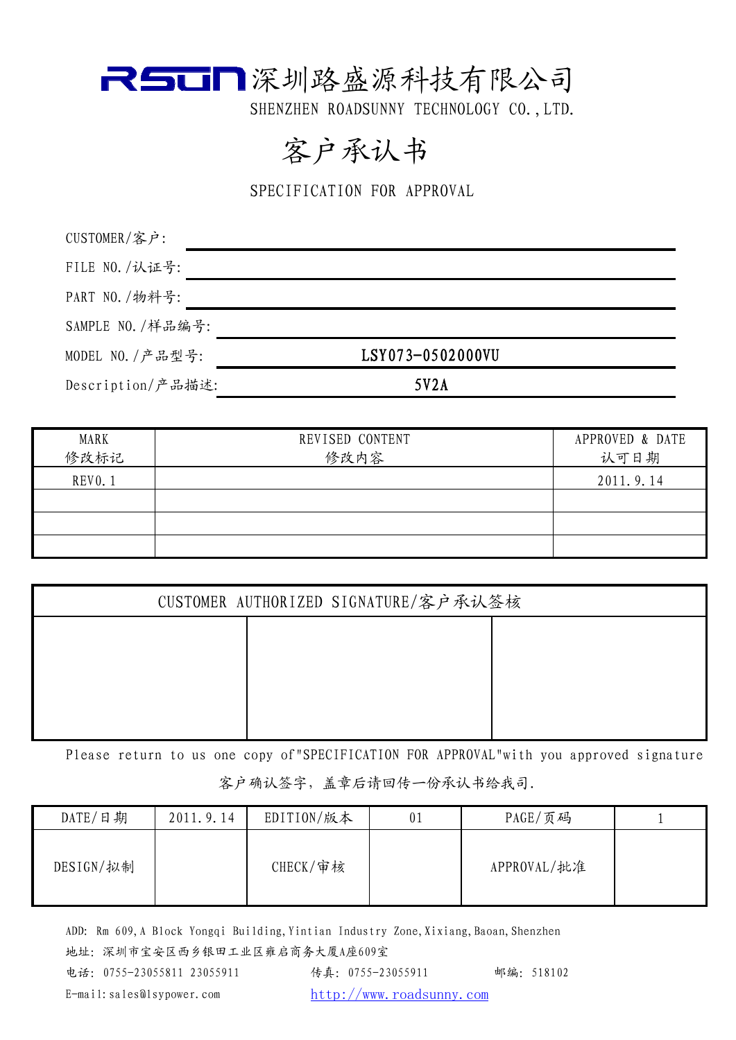# RSUN 深圳路盛源科技有限公司

SHENZHEN ROADSUNNY TECHNOLOGY CO.,LTD.

# 客户承认书

SPECIFICATION FOR APPROVAL

CUSTOMER/客户:

FILE NO./认证号:

PART NO./物料号:

SAMPLE NO./样品编号:

MODEL NO./产品型号: **LSY073-0502000VU**

Description/产品描述: **5V2A**

| MARK<br>修改标记 | REVISED CONTENT<br>修改内容 | APPROVED & DATE<br>认可日期 |
|---|---|---|
| REV0.1 | | 2011.9.14 |
| | | |
| | | |
| | | |

| CUSTOMER AUTHORIZED SIGNATURE/客户承认签核 | | |
|---|---|---|
| | | |

Please return to us one copy of"SPECIFICATION FOR APPROVAL"with you approved signature

客户确认签字，盖章后请回传一份承认书给我司.

| DATE/日期 | 2011.9.14 | EDITION/版本 | 01 | PAGE/页码 | 1 |
|---|---|---|---|---|---|
| DESIGN/拟制 | | CHECK/审核 | | APPROVAL/批准 | |

ADD: Rm 609,A Block Yongqi Building,Yintian Industry Zone,Xixiang,Baoan,Shenzhen

地址: 深圳市宝安区西乡银田工业区雍启商务大厦A座609室

电话: 0755-23055811 23055911　　传真: 0755-23055911　　邮编: 518102

E-mail:sales@lsypower.com　　http://www.roadsunny.com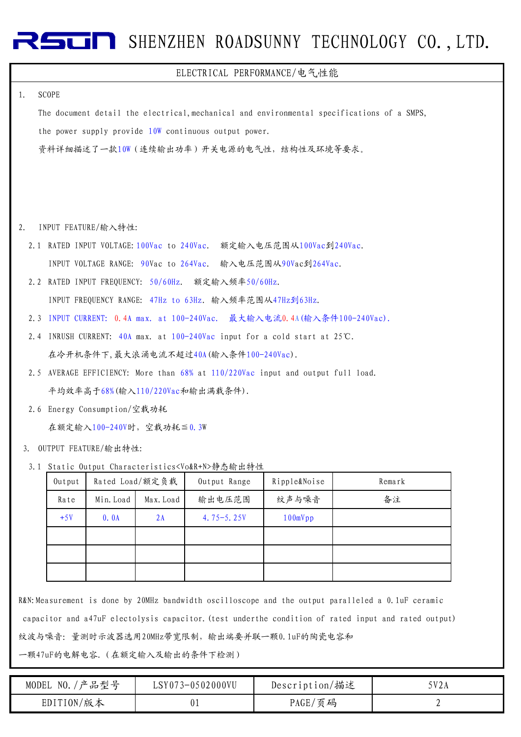## ELECTRICAL PERFORMANCE/电气性能

1. SCOPE

   The document detail the electrical,mechanical and environmental specifications of a SMPS, the power supply provide 10W continuous output power.

   资料详细描述了一款10W（连续输出功率）开关电源的电气性，结构性及环境等要求。

2. INPUT FEATURE/输入特性:

   2.1 RATED INPUT VOLTAGE: 100Vac to 240Vac. 额定输入电压范围从100Vac到240Vac.

   INPUT VOLTAGE RANGE: 90Vac to 264Vac. 输入电压范围从90Vac到264Vac.

   2.2 RATED INPUT FREQUENCY: 50/60Hz. 额定输入频率50/60Hz.

   INPUT FREQUENCY RANGE: 47Hz to 63Hz. 输入频率范围从47Hz到63Hz.

   2.3 INPUT CURRENT: 0.4A max. at 100-240Vac. 最大输入电流0.4A(输入条件100-240Vac).

   2.4 INRUSH CURRENT: 40A max. at 100-240Vac input for a cold start at 25℃.

   在冷开机条件下,最大浪涌电流不超过40A(输入条件100-240Vac).

   2.5 AVERAGE EFFICIENCY: More than 68% at 110/220Vac input and output full load.

   平均效率高于68%(输入110/220Vac和输出满载条件).

   2.6 Energy Consumption/空载功耗

   在额定输入100-240V时，空载功耗≦0.3W

3. OUTPUT FEATURE/输出特性:

   3.1 Static Output Characteristics<Vo&R+N>静态输出特性

| Output | Rated Load/额定负载 | | Output Range | Ripple&Noise | Remark |
|---|---|---|---|---|---|
| Rate | Min.Load | Max.Load | 输出电压范围 | 纹声与噪音 | 备注 |
| +5V | 0.0A | 2A | 4.75-5.25V | 100mVpp | |
| | | | | | |
| | | | | | |
| | | | | | |

R&N:Measurement is done by 20MHz bandwidth oscilloscope and the output paralleled a 0.1uF ceramic capacitor and a47uF electolysis capacitor.(test underthe condition of rated input and rated output)

纹波与噪音：量测时示波器选用20MHz带宽限制，输出端要并联一颗0.1uF的陶瓷电容和一颗47uF的电解电容.（在额定输入及输出的条件下检测）

| MODEL NO./产品型号 | LSY073-0502000VU | Description/描述 | 5V2A |
|---|---|---|---|
| EDITION/版本 | 01 | PAGE/页码 | 2 |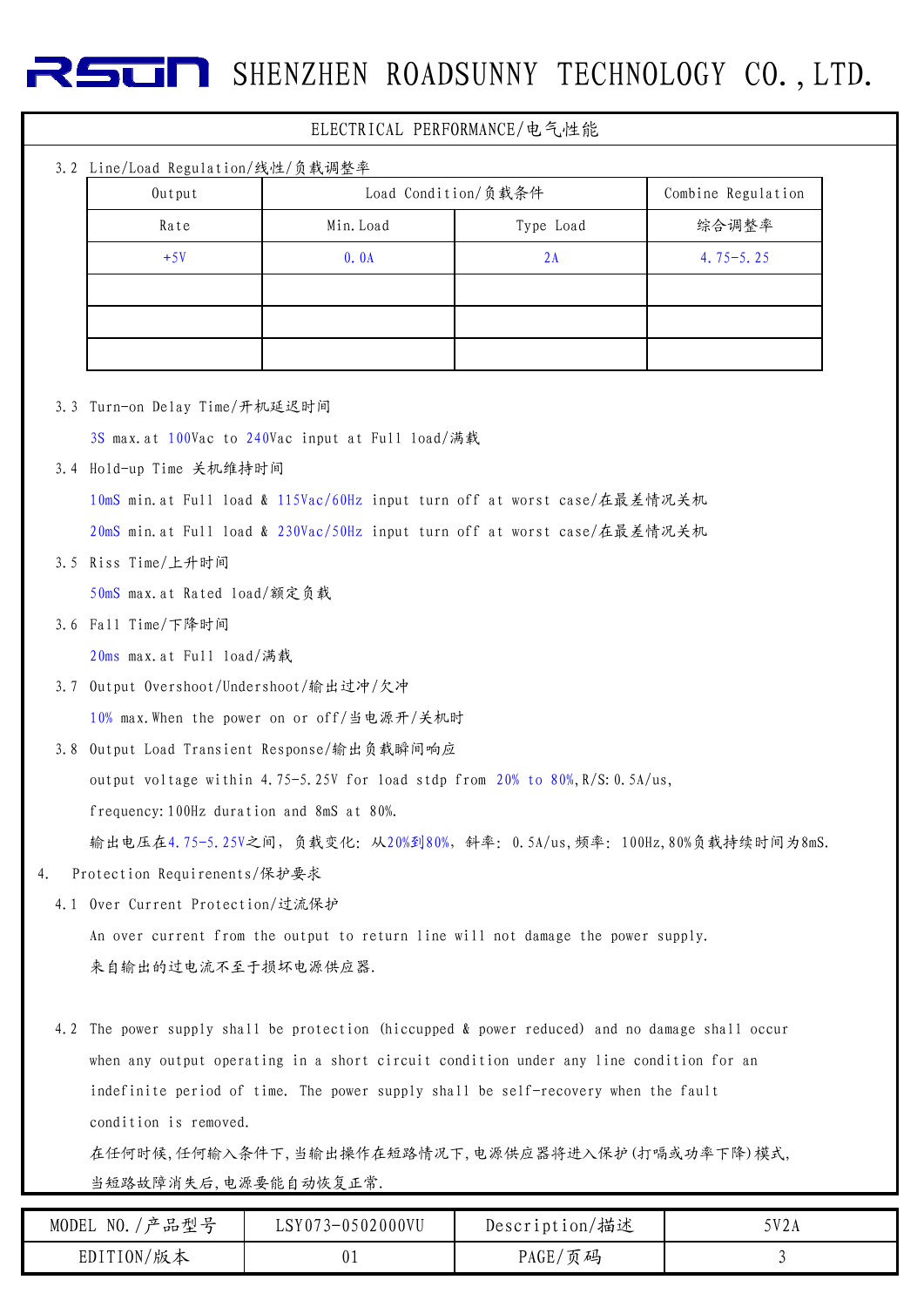## ELECTRICAL PERFORMANCE/电气性能

3.2 Line/Load Regulation/线性/负载调整率

| Output | Load Condition/负载条件 | | Combine Regulation |
|---|---|---|---|
| Rate | Min.Load | Type Load | 综合调整率 |
| +5V | 0.0A | 2A | 4.75-5.25 |
| | | | |
| | | | |
| | | | |

3.3 Turn-on Delay Time/开机延迟时间

3S max.at 100Vac to 240Vac input at Full load/满载

3.4 Hold-up Time 关机维持时间

10mS min.at Full load & 115Vac/60Hz input turn off at worst case/在最差情况关机

20mS min.at Full load & 230Vac/50Hz input turn off at worst case/在最差情况关机

3.5 Riss Time/上升时间

50mS max.at Rated load/额定负载

3.6 Fall Time/下降时间

20ms max.at Full load/满载

3.7 Output Overshoot/Undershoot/输出过冲/欠冲

10% max.When the power on or off/当电源开/关机时

3.8 Output Load Transient Response/输出负载瞬间响应

output voltage within 4.75-5.25V for load stdp from 20% to 80%,R/S:0.5A/us,

frequency:100Hz duration and 8mS at 80%.

输出电压在4.75-5.25V之间，负载变化：从20%到80%，斜率：0.5A/us,频率：100Hz,80%负载持续时间为8mS.

4. Protection Requirenents/保护要求

4.1 Over Current Protection/过流保护

An over current from the output to return line will not damage the power supply.

来自输出的过电流不至于损坏电源供应器.

4.2 The power supply shall be protection (hiccupped & power reduced) and no damage shall occur when any output operating in a short circuit condition under any line condition for an indefinite period of time. The power supply shall be self-recovery when the fault condition is removed.

在任何时候,任何输入条件下,当输出操作在短路情况下,电源供应器将进入保护(打嗝或功率下降)模式,当短路故障消失后,电源要能自动恢复正常.

| MODEL NO./产品型号 | LSY073-0502000VU | Description/描述 | 5V2A |
|---|---|---|---|
| EDITION/版本 | 01 | PAGE/页码 | 3 |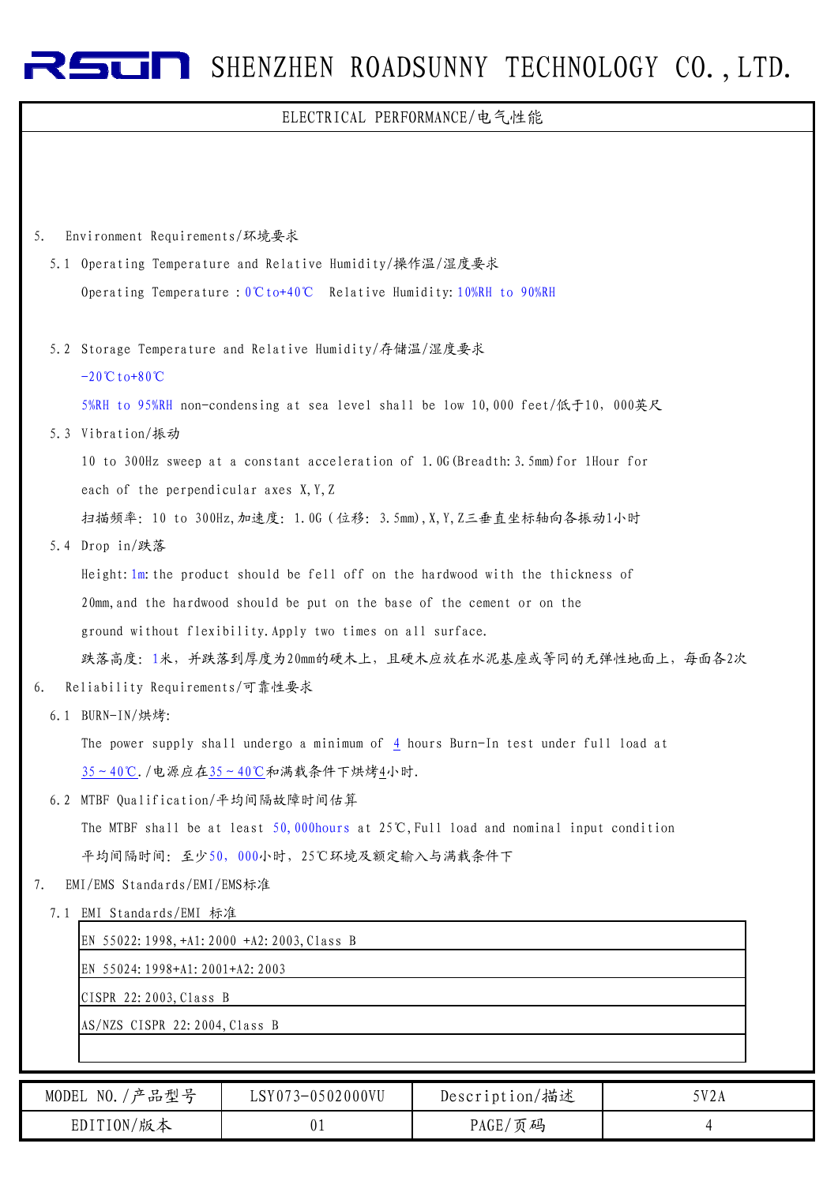ELECTRICAL PERFORMANCE/电气性能

5. Environment Requirements/环境要求

5.1 Operating Temperature and Relative Humidity/操作温/湿度要求

Operating Temperature : 0℃to+40℃  Relative Humidity: 10%RH to 90%RH

5.2 Storage Temperature and Relative Humidity/存储温/湿度要求

-20℃to+80℃

5%RH to 95%RH non-condensing at sea level shall be low 10,000 feet/低于10，000英尺

5.3 Vibration/振动

10 to 300Hz sweep at a constant acceleration of 1.0G(Breadth:3.5mm)for 1Hour for each of the perpendicular axes X,Y,Z

扫描频率: 10 to 300Hz,加速度: 1.0G (位移: 3.5mm),X,Y,Z三垂直坐标轴向各振动1小时

5.4 Drop in/跌落

Height:1m:the product should be fell off on the hardwood with the thickness of 20mm,and the hardwood should be put on the base of the cement or on the ground without flexibility.Apply two times on all surface.

跌落高度: 1米，并跌落到厚度为20mm的硬木上，且硬木应放在水泥基座或等同的无弹性地面上，每面各2次

6. Reliability Requirements/可靠性要求

6.1 BURN-IN/烘烤:

The power supply shall undergo a minimum of 4 hours Burn-In test under full load at 35~40℃./电源应在35~40℃和满载条件下烘烤4小时.

6.2 MTBF Qualification/平均间隔故障时间估算

The MTBF shall be at least 50,000hours at 25℃,Full load and nominal input condition

平均间隔时间: 至少50，000小时，25℃环境及额定输入与满载条件下

7. EMI/EMS Standards/EMI/EMS标准

7.1 EMI Standards/EMI 标准

| |
|---|
| EN 55022:1998,+A1:2000 +A2:2003,Class B |
| EN 55024:1998+A1:2001+A2:2003 |
| CISPR 22:2003,Class B |
| AS/NZS CISPR 22:2004,Class B |
| |

| MODEL NO./产品型号 | LSY073-0502000VU | Description/描述 | 5V2A |
|---|---|---|---|
| EDITION/版本 | 01 | PAGE/页码 | 4 |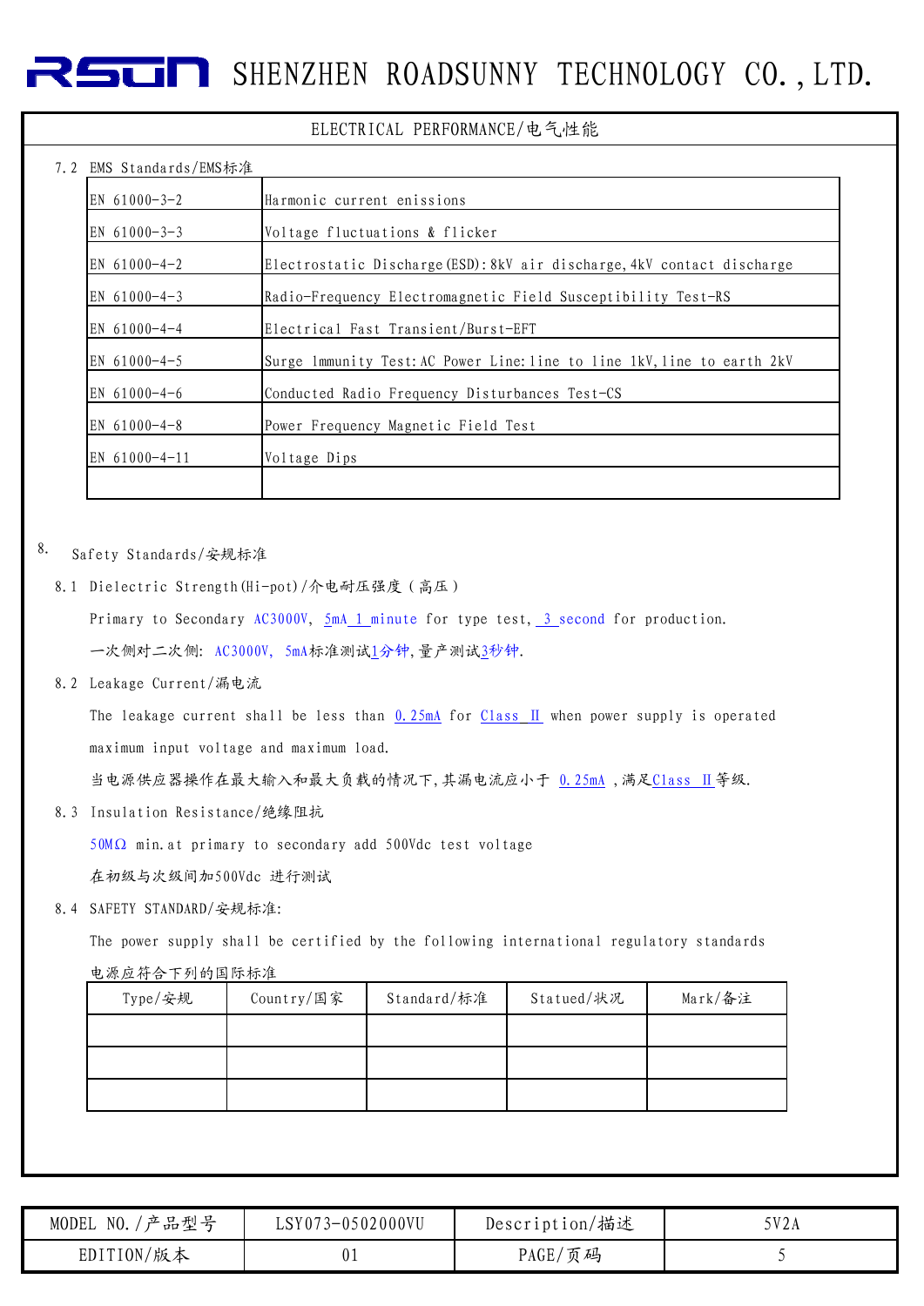## ELECTRICAL PERFORMANCE/电气性能

### 7.2 EMS Standards/EMS标准

| | |
|---|---|
| EN 61000-3-2 | Harmonic current enissions |
| EN 61000-3-3 | Voltage fluctuations & flicker |
| EN 61000-4-2 | Electrostatic Discharge(ESD):8kV air discharge,4kV contact discharge |
| EN 61000-4-3 | Radio-Frequency Electromagnetic Field Susceptibility Test-RS |
| EN 61000-4-4 | Electrical Fast Transient/Burst-EFT |
| EN 61000-4-5 | Surge lmmunity Test:AC Power Line:line to line 1kV,line to earth 2kV |
| EN 61000-4-6 | Conducted Radio Frequency Disturbances Test-CS |
| EN 61000-4-8 | Power Frequency Magnetic Field Test |
| EN 61000-4-11 | Voltage Dips |
| | |

## 8. Safety Standards/安规标准

### 8.1 Dielectric Strength(Hi-pot)/介电耐压强度（高压）

Primary to Secondary AC3000V, 5mA 1 minute for type test, 3 second for production.

一次侧对二次侧: AC3000V, 5mA标准测试1分钟,量产测试3秒钟.

### 8.2 Leakage Current/漏电流

The leakage current shall be less than 0.25mA for Class II when power supply is operated maximum input voltage and maximum load.

当电源供应器操作在最大输入和最大负载的情况下,其漏电流应小于 0.25mA ,满足Class II等级.

### 8.3 Insulation Resistance/绝缘阻抗

50MΩ min.at primary to secondary add 500Vdc test voltage

在初级与次级间加500Vdc 进行测试

### 8.4 SAFETY STANDARD/安规标准:

The power supply shall be certified by the following international regulatory standards

电源应符合下列的国际标准

| Type/安规 | Country/国家 | Standard/标准 | Statued/状况 | Mark/备注 |
|---|---|---|---|---|
| | | | | |
| | | | | |
| | | | | |

| MODEL NO./产品型号 | LSY073-0502000VU | Description/描述 | 5V2A |
|---|---|---|---|
| EDITION/版本 | 01 | PAGE/页码 | 5 |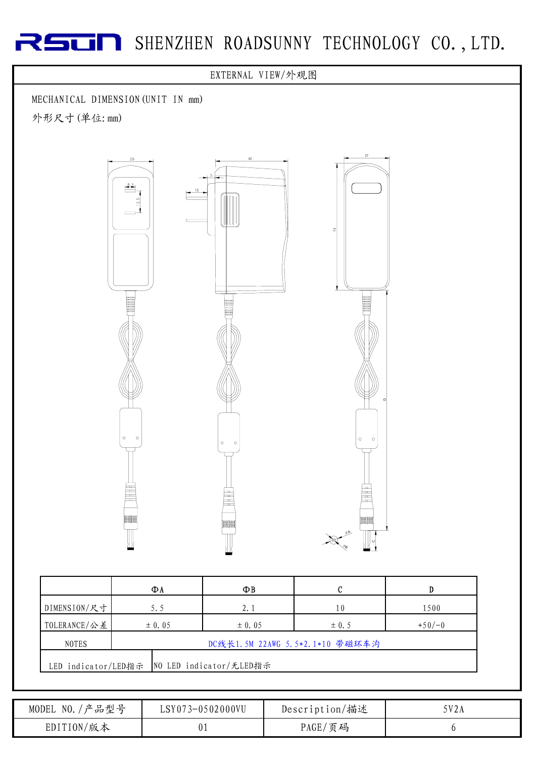# SHENZHEN ROADSUNNY TECHNOLOGY CO.,LTD.

## EXTERNAL VIEW/外观图

MECHANICAL DIMENSION(UNIT IN mm)

外形尺寸(单位:mm)

|  | ΦA | ΦB | C | D |
|---|---|---|---|---|
| DIMENSION/尺寸 | 5.5 | 2.1 | 10 | 1500 |
| TOLERANCE/公差 | ±0.05 | ±0.05 | ±0.5 | +50/-0 |
| NOTES | DC线长1.5M 22AWG 5.5*2.1*10 带磁环车沟 | | | |
| LED indicator/LED指示 | NO LED indicator/无LED指示 | | | |

| MODEL NO./产品型号 | LSY073-0502000VU | Description/描述 | 5V2A |
|---|---|---|---|
| EDITION/版本 | 01 | PAGE/页码 | 6 |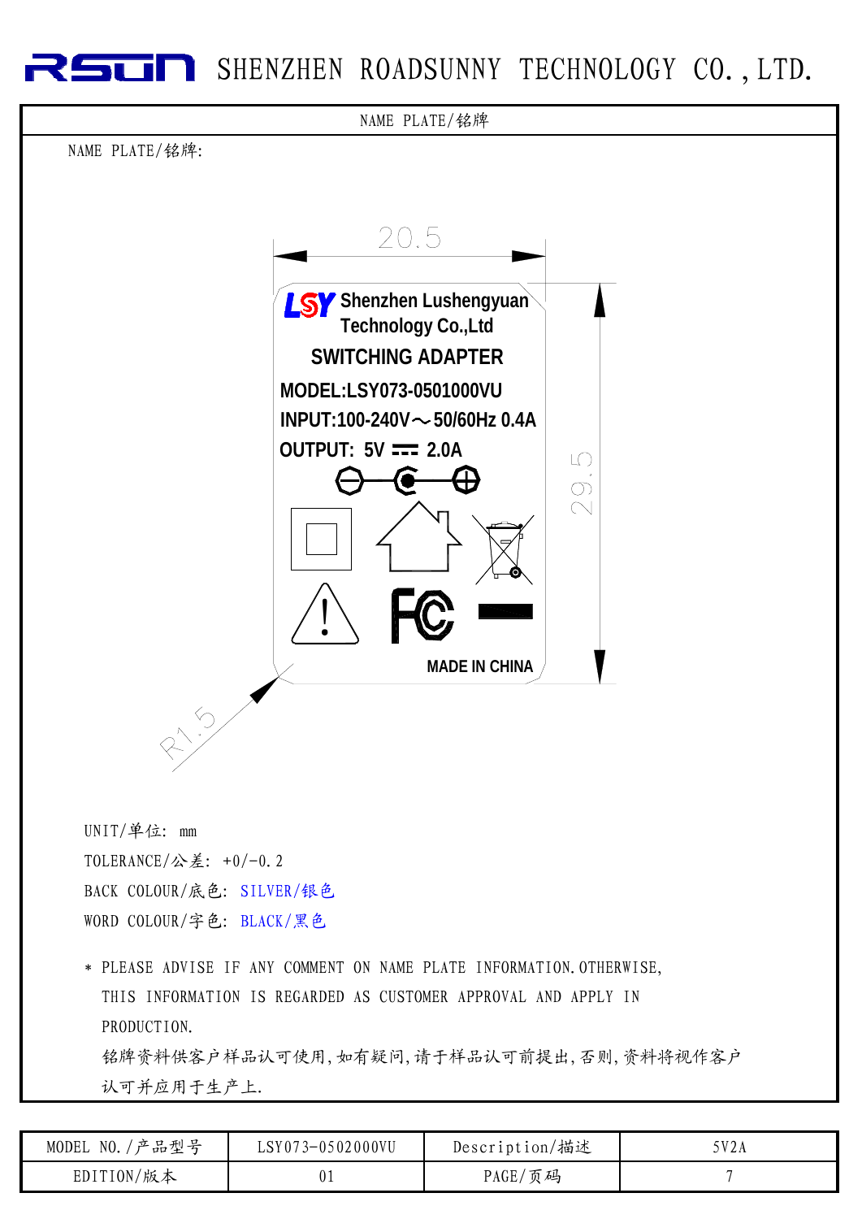# SHENZHEN ROADSUNNY TECHNOLOGY CO., LTD.

NAME PLATE/铭牌

NAME PLATE/铭牌:

20.5

LSY Shenzhen Lushengyuan Technology Co.,Ltd

SWITCHING ADAPTER

MODEL:LSY073-0501000VU

INPUT:100-240V~50/60Hz 0.4A

OUTPUT: 5V ⎓ 2.0A

MADE IN CHINA

29.5

R1.5

UNIT/单位: mm

TOLERANCE/公差: +0/-0.2

BACK COLOUR/底色: SILVER/银色

WORD COLOUR/字色: BLACK/黑色

* PLEASE ADVISE IF ANY COMMENT ON NAME PLATE INFORMATION. OTHERWISE, THIS INFORMATION IS REGARDED AS CUSTOMER APPROVAL AND APPLY IN PRODUCTION.

  铭牌资料供客户样品认可使用,如有疑问,请于样品认可前提出,否则,资料将视作客户认可并应用于生产上.

| | | | |
|---|---|---|---|
| MODEL NO./产品型号 | LSY073-0502000VU | Description/描述 | 5V2A |
| EDITION/版本 | 01 | PAGE/页码 | 7 |